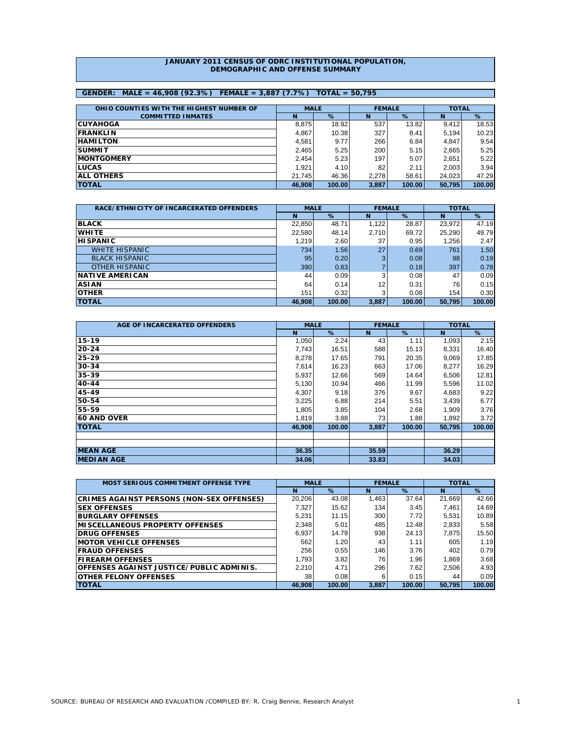# JANUARY 2011 CENSUS OF ODRC INSTITUTIONAL POPULATION, DEMOGRAPHIC AND OFFENSE SUMMARY

**GENDER: MALE = 46,908 (92.3%) FEMALE = 3,887 (7.7%) TOTAL = 50,795**

| OHIO COUNTIES WITH THE HIGHEST NUMBER OF COMMITTED INMATES | MALE | | FEMALE | | TOTAL | |
|---|---|---|---|---|---|---|
| | N | % | N | % | N | % |
| **CUYAHOGA** | 8,875 | 18.92 | 537 | 13.82 | 9,412 | 18.53 |
| **FRANKLIN** | 4,867 | 10.38 | 327 | 8.41 | 5,194 | 10.23 |
| **HAMILTON** | 4,581 | 9.77 | 266 | 6.84 | 4,847 | 9.54 |
| **SUMMIT** | 2,465 | 5.25 | 200 | 5.15 | 2,665 | 5.25 |
| **MONTGOMERY** | 2,454 | 5.23 | 197 | 5.07 | 2,651 | 5.22 |
| **LUCAS** | 1,921 | 4.10 | 82 | 2.11 | 2,003 | 3.94 |
| **ALL OTHERS** | 21,745 | 46.36 | 2,278 | 58.61 | 24,023 | 47.29 |
| **TOTAL** | **46,908** | **100.00** | **3,887** | **100.00** | **50,795** | **100.00** |

| RACE/ETHNICITY OF INCARCERATED OFFENDERS | MALE | | FEMALE | | TOTAL | |
|---|---|---|---|---|---|---|
| | N | % | N | % | N | % |
| **BLACK** | 22,850 | 48.71 | 1,122 | 28.87 | 23,972 | 47.19 |
| **WHITE** | 22,580 | 48.14 | 2,710 | 69.72 | 25,290 | 49.79 |
| **HISPANIC** | 1,219 | 2.60 | 37 | 0.95 | 1,256 | 2.47 |
| WHITE HISPANIC | 734 | 1.56 | 27 | 0.69 | 761 | 1.50 |
| BLACK HISPANIC | 95 | 0.20 | 3 | 0.08 | 98 | 0.19 |
| OTHER HISPANIC | 390 | 0.83 | 7 | 0.18 | 397 | 0.78 |
| **NATIVE AMERICAN** | 44 | 0.09 | 3 | 0.08 | 47 | 0.09 |
| **ASIAN** | 64 | 0.14 | 12 | 0.31 | 76 | 0.15 |
| **OTHER** | 151 | 0.32 | 3 | 0.08 | 154 | 0.30 |
| **TOTAL** | **46,908** | **100.00** | **3,887** | **100.00** | **50,795** | **100.00** |

| AGE OF INCARCERATED OFFENDERS | MALE | | FEMALE | | TOTAL | |
|---|---|---|---|---|---|---|
| | N | % | N | % | N | % |
| **15-19** | 1,050 | 2.24 | 43 | 1.11 | 1,093 | 2.15 |
| **20-24** | 7,743 | 16.51 | 588 | 15.13 | 8,331 | 16.40 |
| **25-29** | 8,278 | 17.65 | 791 | 20.35 | 9,069 | 17.85 |
| **30-34** | 7,614 | 16.23 | 663 | 17.06 | 8,277 | 16.29 |
| **35-39** | 5,937 | 12.66 | 569 | 14.64 | 6,506 | 12.81 |
| **40-44** | 5,130 | 10.94 | 466 | 11.99 | 5,596 | 11.02 |
| **45-49** | 4,307 | 9.18 | 376 | 9.67 | 4,683 | 9.22 |
| **50-54** | 3,225 | 6.88 | 214 | 5.51 | 3,439 | 6.77 |
| **55-59** | 1,805 | 3.85 | 104 | 2.68 | 1,909 | 3.76 |
| **60 AND OVER** | 1,819 | 3.88 | 73 | 1.88 | 1,892 | 3.72 |
| **TOTAL** | **46,908** | **100.00** | **3,887** | **100.00** | **50,795** | **100.00** |
| | | | | | | |
| | | | | | | |
| **MEAN AGE** | **36.35** | | **35.59** | | **36.29** | |
| **MEDIAN AGE** | **34.06** | | **33.83** | | **34.03** | |

| MOST SERIOUS COMMITMENT OFFENSE TYPE | MALE | | FEMALE | | TOTAL | |
|---|---|---|---|---|---|---|
| | N | % | N | % | N | % |
| **CRIMES AGAINST PERSONS (NON-SEX OFFENSES)** | 20,206 | 43.08 | 1,463 | 37.64 | 21,669 | 42.66 |
| **SEX OFFENSES** | 7,327 | 15.62 | 134 | 3.45 | 7,461 | 14.69 |
| **BURGLARY OFFENSES** | 5,231 | 11.15 | 300 | 7.72 | 5,531 | 10.89 |
| **MISCELLANEOUS PROPERTY OFFENSES** | 2,348 | 5.01 | 485 | 12.48 | 2,833 | 5.58 |
| **DRUG OFFENSES** | 6,937 | 14.79 | 938 | 24.13 | 7,875 | 15.50 |
| **MOTOR VEHICLE OFFENSES** | 562 | 1.20 | 43 | 1.11 | 605 | 1.19 |
| **FRAUD OFFENSES** | 256 | 0.55 | 146 | 3.76 | 402 | 0.79 |
| **FIREARM OFFENSES** | 1,793 | 3.82 | 76 | 1.96 | 1,869 | 3.68 |
| **OFFENSES AGAINST JUSTICE/PUBLIC ADMINIS.** | 2,210 | 4.71 | 296 | 7.62 | 2,506 | 4.93 |
| **OTHER FELONY OFFENSES** | 38 | 0.08 | 6 | 0.15 | 44 | 0.09 |
| **TOTAL** | **46,908** | **100.00** | **3,887** | **100.00** | **50,795** | **100.00** |

SOURCE: BUREAU OF RESEARCH AND EVALUATION /COMPILED BY: R. Craig Bennie, Research Analyst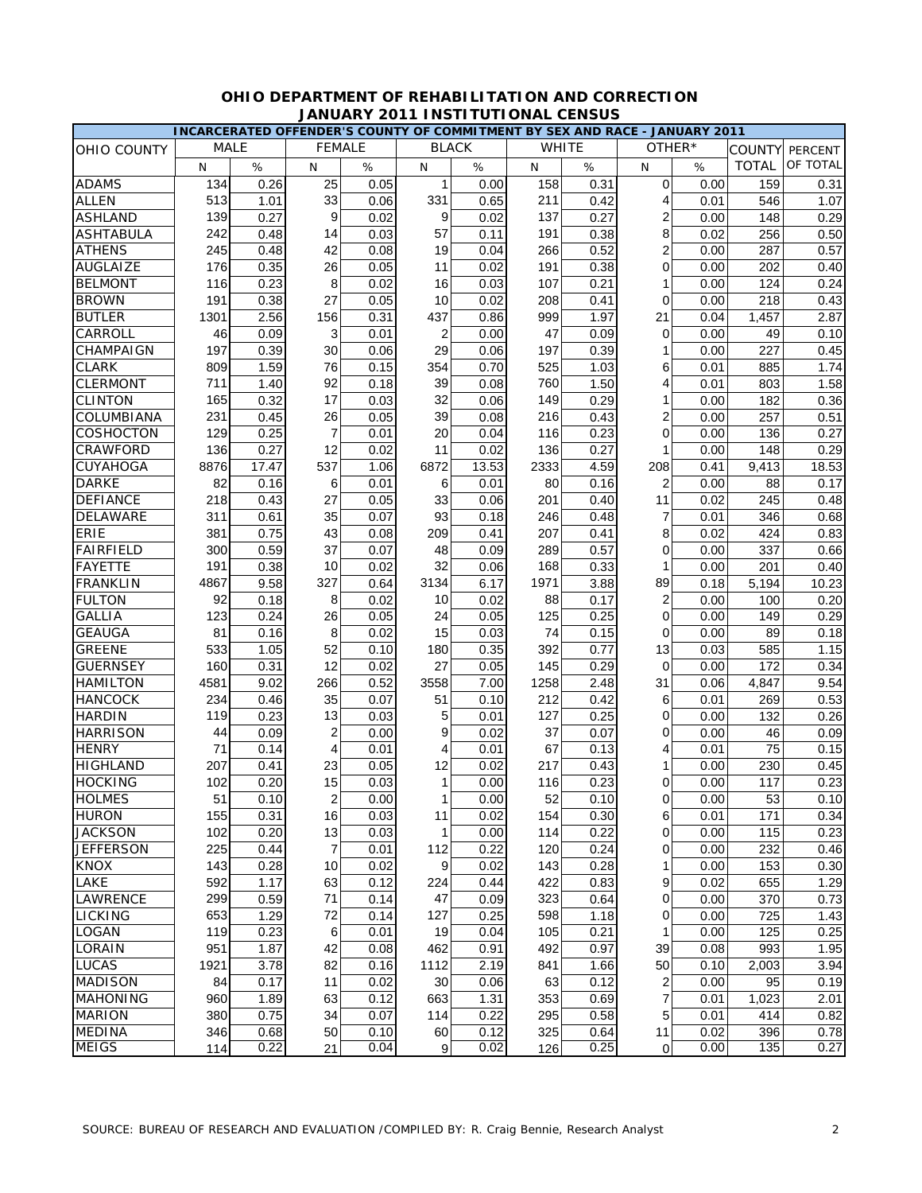## OHIO DEPARTMENT OF REHABILITATION AND CORRECTION
## JANUARY 2011 INSTITUTIONAL CENSUS

| INCARCERATED OFFENDER'S COUNTY OF COMMITMENT BY SEX AND RACE - JANUARY 2011 | | | | | | | | | | | | |
|---|---|---|---|---|---|---|---|---|---|---|---|---|
| OHIO COUNTY | MALE | | FEMALE | | BLACK | | WHITE | | OTHER* | | COUNTY TOTAL | PERCENT OF TOTAL |
| | N | % | N | % | N | % | N | % | N | % | | |
| ADAMS | 134 | 0.26 | 25 | 0.05 | 1 | 0.00 | 158 | 0.31 | 0 | 0.00 | 159 | 0.31 |
| ALLEN | 513 | 1.01 | 33 | 0.06 | 331 | 0.65 | 211 | 0.42 | 4 | 0.01 | 546 | 1.07 |
| ASHLAND | 139 | 0.27 | 9 | 0.02 | 9 | 0.02 | 137 | 0.27 | 2 | 0.00 | 148 | 0.29 |
| ASHTABULA | 242 | 0.48 | 14 | 0.03 | 57 | 0.11 | 191 | 0.38 | 8 | 0.02 | 256 | 0.50 |
| ATHENS | 245 | 0.48 | 42 | 0.08 | 19 | 0.04 | 266 | 0.52 | 2 | 0.00 | 287 | 0.57 |
| AUGLAIZE | 176 | 0.35 | 26 | 0.05 | 11 | 0.02 | 191 | 0.38 | 0 | 0.00 | 202 | 0.40 |
| BELMONT | 116 | 0.23 | 8 | 0.02 | 16 | 0.03 | 107 | 0.21 | 1 | 0.00 | 124 | 0.24 |
| BROWN | 191 | 0.38 | 27 | 0.05 | 10 | 0.02 | 208 | 0.41 | 0 | 0.00 | 218 | 0.43 |
| BUTLER | 1301 | 2.56 | 156 | 0.31 | 437 | 0.86 | 999 | 1.97 | 21 | 0.04 | 1,457 | 2.87 |
| CARROLL | 46 | 0.09 | 3 | 0.01 | 2 | 0.00 | 47 | 0.09 | 0 | 0.00 | 49 | 0.10 |
| CHAMPAIGN | 197 | 0.39 | 30 | 0.06 | 29 | 0.06 | 197 | 0.39 | 1 | 0.00 | 227 | 0.45 |
| CLARK | 809 | 1.59 | 76 | 0.15 | 354 | 0.70 | 525 | 1.03 | 6 | 0.01 | 885 | 1.74 |
| CLERMONT | 711 | 1.40 | 92 | 0.18 | 39 | 0.08 | 760 | 1.50 | 4 | 0.01 | 803 | 1.58 |
| CLINTON | 165 | 0.32 | 17 | 0.03 | 32 | 0.06 | 149 | 0.29 | 1 | 0.00 | 182 | 0.36 |
| COLUMBIANA | 231 | 0.45 | 26 | 0.05 | 39 | 0.08 | 216 | 0.43 | 2 | 0.00 | 257 | 0.51 |
| COSHOCTON | 129 | 0.25 | 7 | 0.01 | 20 | 0.04 | 116 | 0.23 | 0 | 0.00 | 136 | 0.27 |
| CRAWFORD | 136 | 0.27 | 12 | 0.02 | 11 | 0.02 | 136 | 0.27 | 1 | 0.00 | 148 | 0.29 |
| CUYAHOGA | 8876 | 17.47 | 537 | 1.06 | 6872 | 13.53 | 2333 | 4.59 | 208 | 0.41 | 9,413 | 18.53 |
| DARKE | 82 | 0.16 | 6 | 0.01 | 6 | 0.01 | 80 | 0.16 | 2 | 0.00 | 88 | 0.17 |
| DEFIANCE | 218 | 0.43 | 27 | 0.05 | 33 | 0.06 | 201 | 0.40 | 11 | 0.02 | 245 | 0.48 |
| DELAWARE | 311 | 0.61 | 35 | 0.07 | 93 | 0.18 | 246 | 0.48 | 7 | 0.01 | 346 | 0.68 |
| ERIE | 381 | 0.75 | 43 | 0.08 | 209 | 0.41 | 207 | 0.41 | 8 | 0.02 | 424 | 0.83 |
| FAIRFIELD | 300 | 0.59 | 37 | 0.07 | 48 | 0.09 | 289 | 0.57 | 0 | 0.00 | 337 | 0.66 |
| FAYETTE | 191 | 0.38 | 10 | 0.02 | 32 | 0.06 | 168 | 0.33 | 1 | 0.00 | 201 | 0.40 |
| FRANKLIN | 4867 | 9.58 | 327 | 0.64 | 3134 | 6.17 | 1971 | 3.88 | 89 | 0.18 | 5,194 | 10.23 |
| FULTON | 92 | 0.18 | 8 | 0.02 | 10 | 0.02 | 88 | 0.17 | 2 | 0.00 | 100 | 0.20 |
| GALLIA | 123 | 0.24 | 26 | 0.05 | 24 | 0.05 | 125 | 0.25 | 0 | 0.00 | 149 | 0.29 |
| GEAUGA | 81 | 0.16 | 8 | 0.02 | 15 | 0.03 | 74 | 0.15 | 0 | 0.00 | 89 | 0.18 |
| GREENE | 533 | 1.05 | 52 | 0.10 | 180 | 0.35 | 392 | 0.77 | 13 | 0.03 | 585 | 1.15 |
| GUERNSEY | 160 | 0.31 | 12 | 0.02 | 27 | 0.05 | 145 | 0.29 | 0 | 0.00 | 172 | 0.34 |
| HAMILTON | 4581 | 9.02 | 266 | 0.52 | 3558 | 7.00 | 1258 | 2.48 | 31 | 0.06 | 4,847 | 9.54 |
| HANCOCK | 234 | 0.46 | 35 | 0.07 | 51 | 0.10 | 212 | 0.42 | 6 | 0.01 | 269 | 0.53 |
| HARDIN | 119 | 0.23 | 13 | 0.03 | 5 | 0.01 | 127 | 0.25 | 0 | 0.00 | 132 | 0.26 |
| HARRISON | 44 | 0.09 | 2 | 0.00 | 9 | 0.02 | 37 | 0.07 | 0 | 0.00 | 46 | 0.09 |
| HENRY | 71 | 0.14 | 4 | 0.01 | 4 | 0.01 | 67 | 0.13 | 4 | 0.01 | 75 | 0.15 |
| HIGHLAND | 207 | 0.41 | 23 | 0.05 | 12 | 0.02 | 217 | 0.43 | 1 | 0.00 | 230 | 0.45 |
| HOCKING | 102 | 0.20 | 15 | 0.03 | 1 | 0.00 | 116 | 0.23 | 0 | 0.00 | 117 | 0.23 |
| HOLMES | 51 | 0.10 | 2 | 0.00 | 1 | 0.00 | 52 | 0.10 | 0 | 0.00 | 53 | 0.10 |
| HURON | 155 | 0.31 | 16 | 0.03 | 11 | 0.02 | 154 | 0.30 | 6 | 0.01 | 171 | 0.34 |
| JACKSON | 102 | 0.20 | 13 | 0.03 | 1 | 0.00 | 114 | 0.22 | 0 | 0.00 | 115 | 0.23 |
| JEFFERSON | 225 | 0.44 | 7 | 0.01 | 112 | 0.22 | 120 | 0.24 | 0 | 0.00 | 232 | 0.46 |
| KNOX | 143 | 0.28 | 10 | 0.02 | 9 | 0.02 | 143 | 0.28 | 1 | 0.00 | 153 | 0.30 |
| LAKE | 592 | 1.17 | 63 | 0.12 | 224 | 0.44 | 422 | 0.83 | 9 | 0.02 | 655 | 1.29 |
| LAWRENCE | 299 | 0.59 | 71 | 0.14 | 47 | 0.09 | 323 | 0.64 | 0 | 0.00 | 370 | 0.73 |
| LICKING | 653 | 1.29 | 72 | 0.14 | 127 | 0.25 | 598 | 1.18 | 0 | 0.00 | 725 | 1.43 |
| LOGAN | 119 | 0.23 | 6 | 0.01 | 19 | 0.04 | 105 | 0.21 | 1 | 0.00 | 125 | 0.25 |
| LORAIN | 951 | 1.87 | 42 | 0.08 | 462 | 0.91 | 492 | 0.97 | 39 | 0.08 | 993 | 1.95 |
| LUCAS | 1921 | 3.78 | 82 | 0.16 | 1112 | 2.19 | 841 | 1.66 | 50 | 0.10 | 2,003 | 3.94 |
| MADISON | 84 | 0.17 | 11 | 0.02 | 30 | 0.06 | 63 | 0.12 | 2 | 0.00 | 95 | 0.19 |
| MAHONING | 960 | 1.89 | 63 | 0.12 | 663 | 1.31 | 353 | 0.69 | 7 | 0.01 | 1,023 | 2.01 |
| MARION | 380 | 0.75 | 34 | 0.07 | 114 | 0.22 | 295 | 0.58 | 5 | 0.01 | 414 | 0.82 |
| MEDINA | 346 | 0.68 | 50 | 0.10 | 60 | 0.12 | 325 | 0.64 | 11 | 0.02 | 396 | 0.78 |
| MEIGS | 114 | 0.22 | 21 | 0.04 | 9 | 0.02 | 126 | 0.25 | 0 | 0.00 | 135 | 0.27 |

SOURCE: BUREAU OF RESEARCH AND EVALUATION /COMPILED BY: R. Craig Bennie, Research Analyst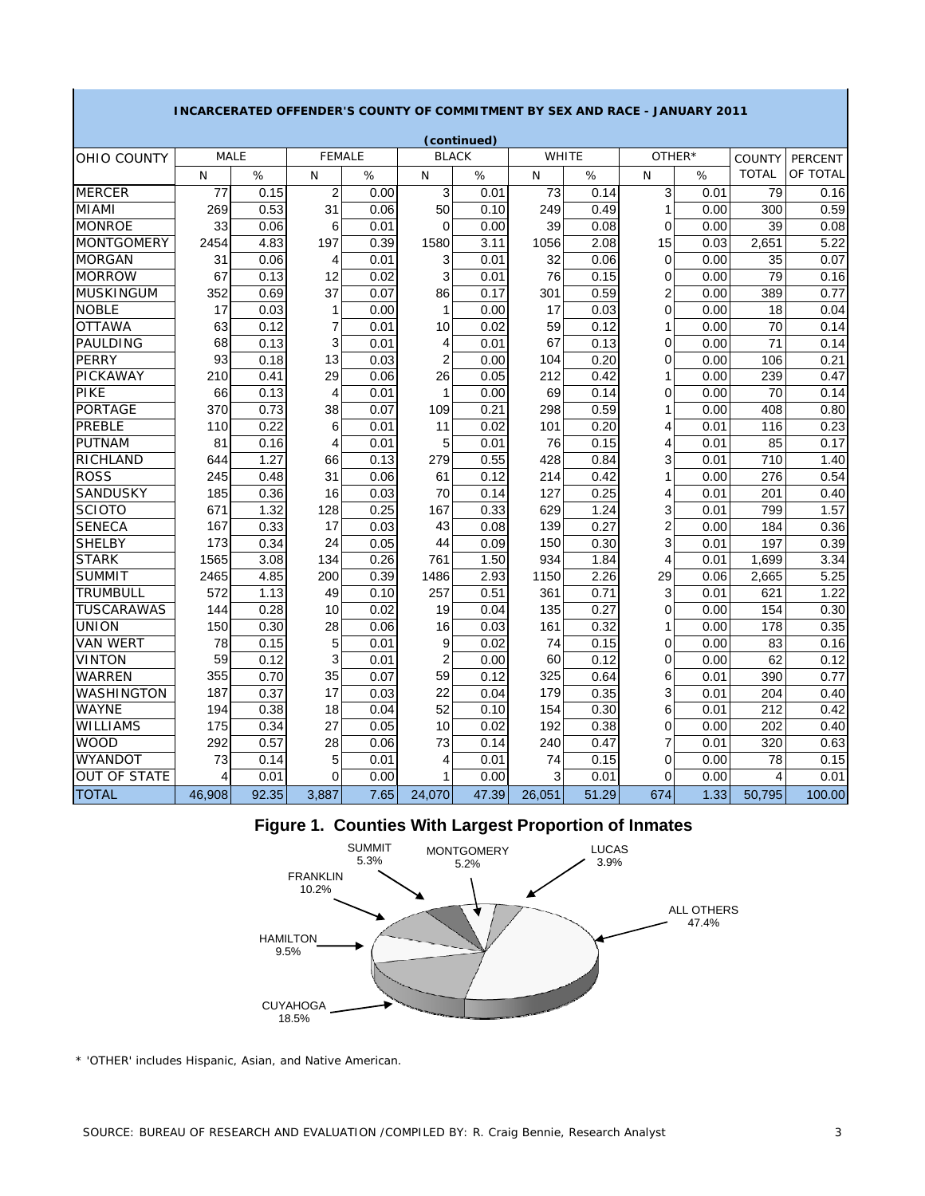# INCARCERATED OFFENDER'S COUNTY OF COMMITMENT BY SEX AND RACE - JANUARY 2011

(continued)

| OHIO COUNTY | MALE | | FEMALE | | BLACK | | WHITE | | OTHER* | | COUNTY TOTAL | PERCENT OF TOTAL |
|---|---|---|---|---|---|---|---|---|---|---|---|---|
| | N | % | N | % | N | % | N | % | N | % | | |
| MERCER | 77 | 0.15 | 2 | 0.00 | 3 | 0.01 | 73 | 0.14 | 3 | 0.01 | 79 | 0.16 |
| MIAMI | 269 | 0.53 | 31 | 0.06 | 50 | 0.10 | 249 | 0.49 | 1 | 0.00 | 300 | 0.59 |
| MONROE | 33 | 0.06 | 6 | 0.01 | 0 | 0.00 | 39 | 0.08 | 0 | 0.00 | 39 | 0.08 |
| MONTGOMERY | 2454 | 4.83 | 197 | 0.39 | 1580 | 3.11 | 1056 | 2.08 | 15 | 0.03 | 2,651 | 5.22 |
| MORGAN | 31 | 0.06 | 4 | 0.01 | 3 | 0.01 | 32 | 0.06 | 0 | 0.00 | 35 | 0.07 |
| MORROW | 67 | 0.13 | 12 | 0.02 | 3 | 0.01 | 76 | 0.15 | 0 | 0.00 | 79 | 0.16 |
| MUSKINGUM | 352 | 0.69 | 37 | 0.07 | 86 | 0.17 | 301 | 0.59 | 2 | 0.00 | 389 | 0.77 |
| NOBLE | 17 | 0.03 | 1 | 0.00 | 1 | 0.00 | 17 | 0.03 | 0 | 0.00 | 18 | 0.04 |
| OTTAWA | 63 | 0.12 | 7 | 0.01 | 10 | 0.02 | 59 | 0.12 | 1 | 0.00 | 70 | 0.14 |
| PAULDING | 68 | 0.13 | 3 | 0.01 | 4 | 0.01 | 67 | 0.13 | 0 | 0.00 | 71 | 0.14 |
| PERRY | 93 | 0.18 | 13 | 0.03 | 2 | 0.00 | 104 | 0.20 | 0 | 0.00 | 106 | 0.21 |
| PICKAWAY | 210 | 0.41 | 29 | 0.06 | 26 | 0.05 | 212 | 0.42 | 1 | 0.00 | 239 | 0.47 |
| PIKE | 66 | 0.13 | 4 | 0.01 | 1 | 0.00 | 69 | 0.14 | 0 | 0.00 | 70 | 0.14 |
| PORTAGE | 370 | 0.73 | 38 | 0.07 | 109 | 0.21 | 298 | 0.59 | 1 | 0.00 | 408 | 0.80 |
| PREBLE | 110 | 0.22 | 6 | 0.01 | 11 | 0.02 | 101 | 0.20 | 4 | 0.01 | 116 | 0.23 |
| PUTNAM | 81 | 0.16 | 4 | 0.01 | 5 | 0.01 | 76 | 0.15 | 4 | 0.01 | 85 | 0.17 |
| RICHLAND | 644 | 1.27 | 66 | 0.13 | 279 | 0.55 | 428 | 0.84 | 3 | 0.01 | 710 | 1.40 |
| ROSS | 245 | 0.48 | 31 | 0.06 | 61 | 0.12 | 214 | 0.42 | 1 | 0.00 | 276 | 0.54 |
| SANDUSKY | 185 | 0.36 | 16 | 0.03 | 70 | 0.14 | 127 | 0.25 | 4 | 0.01 | 201 | 0.40 |
| SCIOTO | 671 | 1.32 | 128 | 0.25 | 167 | 0.33 | 629 | 1.24 | 3 | 0.01 | 799 | 1.57 |
| SENECA | 167 | 0.33 | 17 | 0.03 | 43 | 0.08 | 139 | 0.27 | 2 | 0.00 | 184 | 0.36 |
| SHELBY | 173 | 0.34 | 24 | 0.05 | 44 | 0.09 | 150 | 0.30 | 3 | 0.01 | 197 | 0.39 |
| STARK | 1565 | 3.08 | 134 | 0.26 | 761 | 1.50 | 934 | 1.84 | 4 | 0.01 | 1,699 | 3.34 |
| SUMMIT | 2465 | 4.85 | 200 | 0.39 | 1486 | 2.93 | 1150 | 2.26 | 29 | 0.06 | 2,665 | 5.25 |
| TRUMBULL | 572 | 1.13 | 49 | 0.10 | 257 | 0.51 | 361 | 0.71 | 3 | 0.01 | 621 | 1.22 |
| TUSCARAWAS | 144 | 0.28 | 10 | 0.02 | 19 | 0.04 | 135 | 0.27 | 0 | 0.00 | 154 | 0.30 |
| UNION | 150 | 0.30 | 28 | 0.06 | 16 | 0.03 | 161 | 0.32 | 1 | 0.00 | 178 | 0.35 |
| VAN WERT | 78 | 0.15 | 5 | 0.01 | 9 | 0.02 | 74 | 0.15 | 0 | 0.00 | 83 | 0.16 |
| VINTON | 59 | 0.12 | 3 | 0.01 | 2 | 0.00 | 60 | 0.12 | 0 | 0.00 | 62 | 0.12 |
| WARREN | 355 | 0.70 | 35 | 0.07 | 59 | 0.12 | 325 | 0.64 | 6 | 0.01 | 390 | 0.77 |
| WASHINGTON | 187 | 0.37 | 17 | 0.03 | 22 | 0.04 | 179 | 0.35 | 3 | 0.01 | 204 | 0.40 |
| WAYNE | 194 | 0.38 | 18 | 0.04 | 52 | 0.10 | 154 | 0.30 | 6 | 0.01 | 212 | 0.42 |
| WILLIAMS | 175 | 0.34 | 27 | 0.05 | 10 | 0.02 | 192 | 0.38 | 0 | 0.00 | 202 | 0.40 |
| WOOD | 292 | 0.57 | 28 | 0.06 | 73 | 0.14 | 240 | 0.47 | 7 | 0.01 | 320 | 0.63 |
| WYANDOT | 73 | 0.14 | 5 | 0.01 | 4 | 0.01 | 74 | 0.15 | 0 | 0.00 | 78 | 0.15 |
| OUT OF STATE | 4 | 0.01 | 0 | 0.00 | 1 | 0.00 | 3 | 0.01 | 0 | 0.00 | 4 | 0.01 |
| TOTAL | 46,908 | 92.35 | 3,887 | 7.65 | 24,070 | 47.39 | 26,051 | 51.29 | 674 | 1.33 | 50,795 | 100.00 |

**Figure 1. Counties With Largest Proportion of Inmates**

SUMMIT 5.3%, MONTGOMERY 5.2%, LUCAS 3.9%, FRANKLIN 10.2%, ALL OTHERS 47.4%, HAMILTON 9.5%, CUYAHOGA 18.5%

\* 'OTHER' includes Hispanic, Asian, and Native American.

SOURCE: BUREAU OF RESEARCH AND EVALUATION /COMPILED BY: R. Craig Bennie, Research Analyst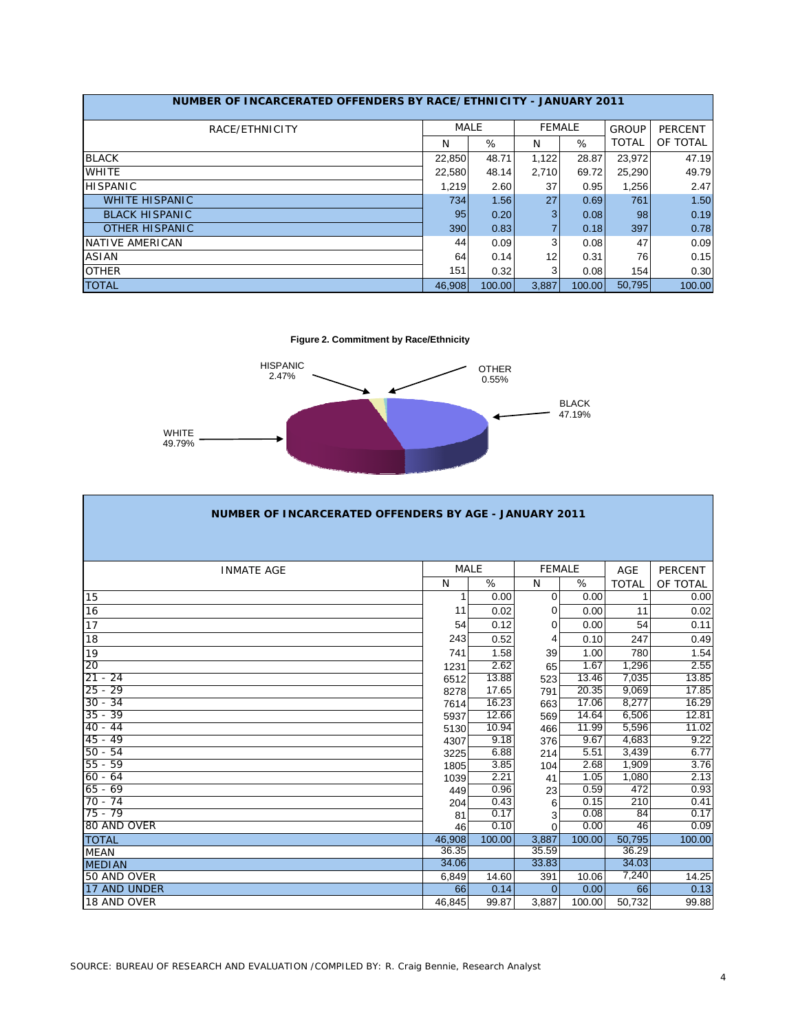**NUMBER OF INCARCERATED OFFENDERS BY RACE/ETHNICITY - JANUARY 2011**

| RACE/ETHNICITY | MALE | | FEMALE | | GROUP | PERCENT |
|---|---|---|---|---|---|---|
| | N | % | N | % | TOTAL | OF TOTAL |
| BLACK | 22,850 | 48.71 | 1,122 | 28.87 | 23,972 | 47.19 |
| WHITE | 22,580 | 48.14 | 2,710 | 69.72 | 25,290 | 49.79 |
| HISPANIC | 1,219 | 2.60 | 37 | 0.95 | 1,256 | 2.47 |
| WHITE HISPANIC | 734 | 1.56 | 27 | 0.69 | 761 | 1.50 |
| BLACK HISPANIC | 95 | 0.20 | 3 | 0.08 | 98 | 0.19 |
| OTHER HISPANIC | 390 | 0.83 | 7 | 0.18 | 397 | 0.78 |
| NATIVE AMERICAN | 44 | 0.09 | 3 | 0.08 | 47 | 0.09 |
| ASIAN | 64 | 0.14 | 12 | 0.31 | 76 | 0.15 |
| OTHER | 151 | 0.32 | 3 | 0.08 | 154 | 0.30 |
| TOTAL | 46,908 | 100.00 | 3,887 | 100.00 | 50,795 | 100.00 |

**Figure 2. Commitment by Race/Ethnicity**

HISPANIC 2.47%
OTHER 0.55%
BLACK 47.19%
WHITE 49.79%

**NUMBER OF INCARCERATED OFFENDERS BY AGE - JANUARY 2011**

| INMATE AGE | MALE | | FEMALE | | AGE | PERCENT |
|---|---|---|---|---|---|---|
| | N | % | N | % | TOTAL | OF TOTAL |
| 15 | 1 | 0.00 | 0 | 0.00 | 1 | 0.00 |
| 16 | 11 | 0.02 | 0 | 0.00 | 11 | 0.02 |
| 17 | 54 | 0.12 | 0 | 0.00 | 54 | 0.11 |
| 18 | 243 | 0.52 | 4 | 0.10 | 247 | 0.49 |
| 19 | 741 | 1.58 | 39 | 1.00 | 780 | 1.54 |
| 20 | 1231 | 2.62 | 65 | 1.67 | 1,296 | 2.55 |
| 21 - 24 | 6512 | 13.88 | 523 | 13.46 | 7,035 | 13.85 |
| 25 - 29 | 8278 | 17.65 | 791 | 20.35 | 9,069 | 17.85 |
| 30 - 34 | 7614 | 16.23 | 663 | 17.06 | 8,277 | 16.29 |
| 35 - 39 | 5937 | 12.66 | 569 | 14.64 | 6,506 | 12.81 |
| 40 - 44 | 5130 | 10.94 | 466 | 11.99 | 5,596 | 11.02 |
| 45 - 49 | 4307 | 9.18 | 376 | 9.67 | 4,683 | 9.22 |
| 50 - 54 | 3225 | 6.88 | 214 | 5.51 | 3,439 | 6.77 |
| 55 - 59 | 1805 | 3.85 | 104 | 2.68 | 1,909 | 3.76 |
| 60 - 64 | 1039 | 2.21 | 41 | 1.05 | 1,080 | 2.13 |
| 65 - 69 | 449 | 0.96 | 23 | 0.59 | 472 | 0.93 |
| 70 - 74 | 204 | 0.43 | 6 | 0.15 | 210 | 0.41 |
| 75 - 79 | 81 | 0.17 | 3 | 0.08 | 84 | 0.17 |
| 80 AND OVER | 46 | 0.10 | 0 | 0.00 | 46 | 0.09 |
| TOTAL | 46,908 | 100.00 | 3,887 | 100.00 | 50,795 | 100.00 |
| MEAN | 36.35 | | 35.59 | | 36.29 | |
| MEDIAN | 34.06 | | 33.83 | | 34.03 | |
| 50 AND OVER | 6,849 | 14.60 | 391 | 10.06 | 7,240 | 14.25 |
| 17 AND UNDER | 66 | 0.14 | 0 | 0.00 | 66 | 0.13 |
| 18 AND OVER | 46,845 | 99.87 | 3,887 | 100.00 | 50,732 | 99.88 |

SOURCE: BUREAU OF RESEARCH AND EVALUATION /COMPILED BY: R. Craig Bennie, Research Analyst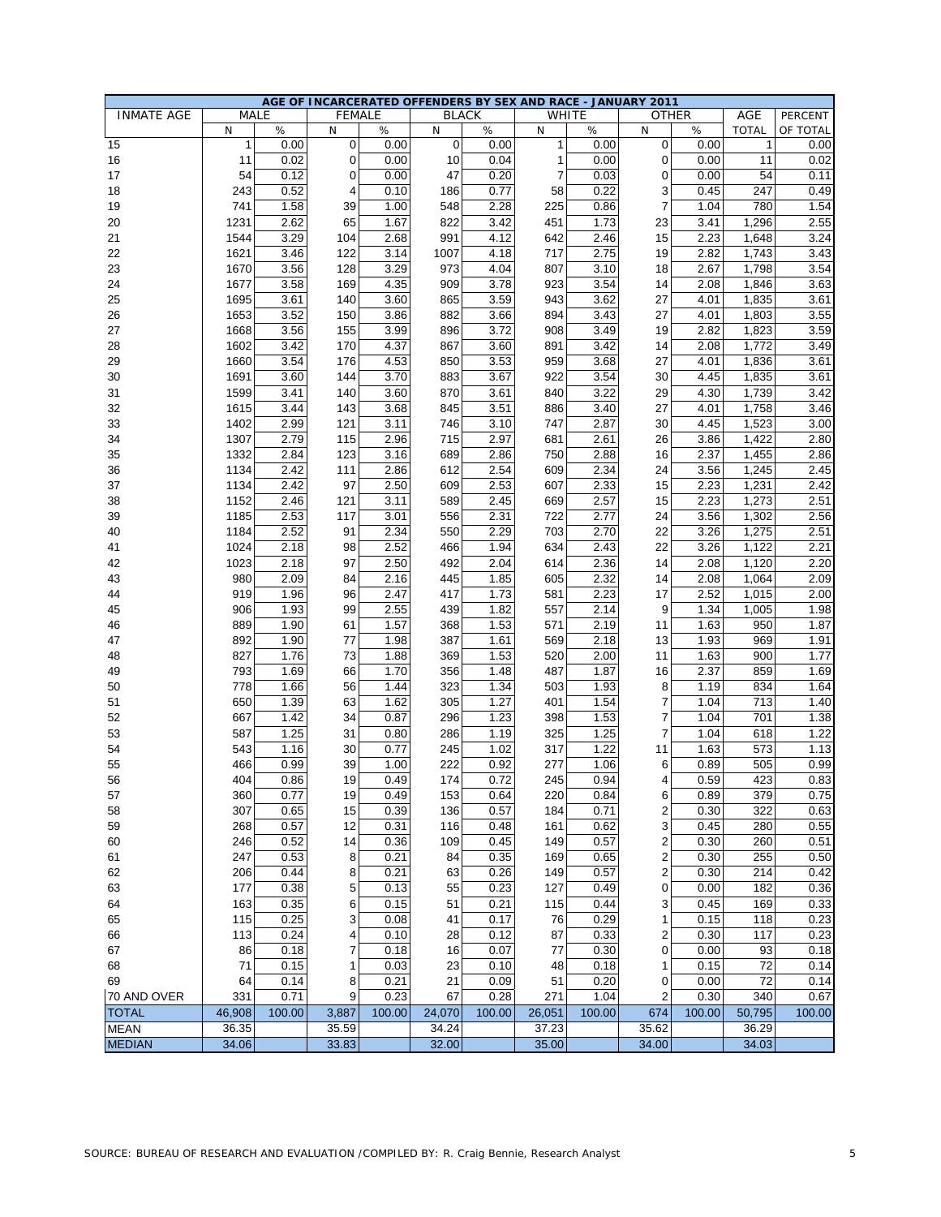| AGE OF INCARCERATED OFFENDERS BY SEX AND RACE - JANUARY 2011 | | | | | | | | | | | | |
|---|---|---|---|---|---|---|---|---|---|---|---|---|
| INMATE AGE | MALE | | FEMALE | | BLACK | | WHITE | | OTHER | | AGE | PERCENT |
| | N | % | N | % | N | % | N | % | N | % | TOTAL | OF TOTAL |
| 15 | 1 | 0.00 | 0 | 0.00 | 0 | 0.00 | 1 | 0.00 | 0 | 0.00 | 1 | 0.00 |
| 16 | 11 | 0.02 | 0 | 0.00 | 10 | 0.04 | 1 | 0.00 | 0 | 0.00 | 11 | 0.02 |
| 17 | 54 | 0.12 | 0 | 0.00 | 47 | 0.20 | 7 | 0.03 | 0 | 0.00 | 54 | 0.11 |
| 18 | 243 | 0.52 | 4 | 0.10 | 186 | 0.77 | 58 | 0.22 | 3 | 0.45 | 247 | 0.49 |
| 19 | 741 | 1.58 | 39 | 1.00 | 548 | 2.28 | 225 | 0.86 | 7 | 1.04 | 780 | 1.54 |
| 20 | 1231 | 2.62 | 65 | 1.67 | 822 | 3.42 | 451 | 1.73 | 23 | 3.41 | 1,296 | 2.55 |
| 21 | 1544 | 3.29 | 104 | 2.68 | 991 | 4.12 | 642 | 2.46 | 15 | 2.23 | 1,648 | 3.24 |
| 22 | 1621 | 3.46 | 122 | 3.14 | 1007 | 4.18 | 717 | 2.75 | 19 | 2.82 | 1,743 | 3.43 |
| 23 | 1670 | 3.56 | 128 | 3.29 | 973 | 4.04 | 807 | 3.10 | 18 | 2.67 | 1,798 | 3.54 |
| 24 | 1677 | 3.58 | 169 | 4.35 | 909 | 3.78 | 923 | 3.54 | 14 | 2.08 | 1,846 | 3.63 |
| 25 | 1695 | 3.61 | 140 | 3.60 | 865 | 3.59 | 943 | 3.62 | 27 | 4.01 | 1,835 | 3.61 |
| 26 | 1653 | 3.52 | 150 | 3.86 | 882 | 3.66 | 894 | 3.43 | 27 | 4.01 | 1,803 | 3.55 |
| 27 | 1668 | 3.56 | 155 | 3.99 | 896 | 3.72 | 908 | 3.49 | 19 | 2.82 | 1,823 | 3.59 |
| 28 | 1602 | 3.42 | 170 | 4.37 | 867 | 3.60 | 891 | 3.42 | 14 | 2.08 | 1,772 | 3.49 |
| 29 | 1660 | 3.54 | 176 | 4.53 | 850 | 3.53 | 959 | 3.68 | 27 | 4.01 | 1,836 | 3.61 |
| 30 | 1691 | 3.60 | 144 | 3.70 | 883 | 3.67 | 922 | 3.54 | 30 | 4.45 | 1,835 | 3.61 |
| 31 | 1599 | 3.41 | 140 | 3.60 | 870 | 3.61 | 840 | 3.22 | 29 | 4.30 | 1,739 | 3.42 |
| 32 | 1615 | 3.44 | 143 | 3.68 | 845 | 3.51 | 886 | 3.40 | 27 | 4.01 | 1,758 | 3.46 |
| 33 | 1402 | 2.99 | 121 | 3.11 | 746 | 3.10 | 747 | 2.87 | 30 | 4.45 | 1,523 | 3.00 |
| 34 | 1307 | 2.79 | 115 | 2.96 | 715 | 2.97 | 681 | 2.61 | 26 | 3.86 | 1,422 | 2.80 |
| 35 | 1332 | 2.84 | 123 | 3.16 | 689 | 2.86 | 750 | 2.88 | 16 | 2.37 | 1,455 | 2.86 |
| 36 | 1134 | 2.42 | 111 | 2.86 | 612 | 2.54 | 609 | 2.34 | 24 | 3.56 | 1,245 | 2.45 |
| 37 | 1134 | 2.42 | 97 | 2.50 | 609 | 2.53 | 607 | 2.33 | 15 | 2.23 | 1,231 | 2.42 |
| 38 | 1152 | 2.46 | 121 | 3.11 | 589 | 2.45 | 669 | 2.57 | 15 | 2.23 | 1,273 | 2.51 |
| 39 | 1185 | 2.53 | 117 | 3.01 | 556 | 2.31 | 722 | 2.77 | 24 | 3.56 | 1,302 | 2.56 |
| 40 | 1184 | 2.52 | 91 | 2.34 | 550 | 2.29 | 703 | 2.70 | 22 | 3.26 | 1,275 | 2.51 |
| 41 | 1024 | 2.18 | 98 | 2.52 | 466 | 1.94 | 634 | 2.43 | 22 | 3.26 | 1,122 | 2.21 |
| 42 | 1023 | 2.18 | 97 | 2.50 | 492 | 2.04 | 614 | 2.36 | 14 | 2.08 | 1,120 | 2.20 |
| 43 | 980 | 2.09 | 84 | 2.16 | 445 | 1.85 | 605 | 2.32 | 14 | 2.08 | 1,064 | 2.09 |
| 44 | 919 | 1.96 | 96 | 2.47 | 417 | 1.73 | 581 | 2.23 | 17 | 2.52 | 1,015 | 2.00 |
| 45 | 906 | 1.93 | 99 | 2.55 | 439 | 1.82 | 557 | 2.14 | 9 | 1.34 | 1,005 | 1.98 |
| 46 | 889 | 1.90 | 61 | 1.57 | 368 | 1.53 | 571 | 2.19 | 11 | 1.63 | 950 | 1.87 |
| 47 | 892 | 1.90 | 77 | 1.98 | 387 | 1.61 | 569 | 2.18 | 13 | 1.93 | 969 | 1.91 |
| 48 | 827 | 1.76 | 73 | 1.88 | 369 | 1.53 | 520 | 2.00 | 11 | 1.63 | 900 | 1.77 |
| 49 | 793 | 1.69 | 66 | 1.70 | 356 | 1.48 | 487 | 1.87 | 16 | 2.37 | 859 | 1.69 |
| 50 | 778 | 1.66 | 56 | 1.44 | 323 | 1.34 | 503 | 1.93 | 8 | 1.19 | 834 | 1.64 |
| 51 | 650 | 1.39 | 63 | 1.62 | 305 | 1.27 | 401 | 1.54 | 7 | 1.04 | 713 | 1.40 |
| 52 | 667 | 1.42 | 34 | 0.87 | 296 | 1.23 | 398 | 1.53 | 7 | 1.04 | 701 | 1.38 |
| 53 | 587 | 1.25 | 31 | 0.80 | 286 | 1.19 | 325 | 1.25 | 7 | 1.04 | 618 | 1.22 |
| 54 | 543 | 1.16 | 30 | 0.77 | 245 | 1.02 | 317 | 1.22 | 11 | 1.63 | 573 | 1.13 |
| 55 | 466 | 0.99 | 39 | 1.00 | 222 | 0.92 | 277 | 1.06 | 6 | 0.89 | 505 | 0.99 |
| 56 | 404 | 0.86 | 19 | 0.49 | 174 | 0.72 | 245 | 0.94 | 4 | 0.59 | 423 | 0.83 |
| 57 | 360 | 0.77 | 19 | 0.49 | 153 | 0.64 | 220 | 0.84 | 6 | 0.89 | 379 | 0.75 |
| 58 | 307 | 0.65 | 15 | 0.39 | 136 | 0.57 | 184 | 0.71 | 2 | 0.30 | 322 | 0.63 |
| 59 | 268 | 0.57 | 12 | 0.31 | 116 | 0.48 | 161 | 0.62 | 3 | 0.45 | 280 | 0.55 |
| 60 | 246 | 0.52 | 14 | 0.36 | 109 | 0.45 | 149 | 0.57 | 2 | 0.30 | 260 | 0.51 |
| 61 | 247 | 0.53 | 8 | 0.21 | 84 | 0.35 | 169 | 0.65 | 2 | 0.30 | 255 | 0.50 |
| 62 | 206 | 0.44 | 8 | 0.21 | 63 | 0.26 | 149 | 0.57 | 2 | 0.30 | 214 | 0.42 |
| 63 | 177 | 0.38 | 5 | 0.13 | 55 | 0.23 | 127 | 0.49 | 0 | 0.00 | 182 | 0.36 |
| 64 | 163 | 0.35 | 6 | 0.15 | 51 | 0.21 | 115 | 0.44 | 3 | 0.45 | 169 | 0.33 |
| 65 | 115 | 0.25 | 3 | 0.08 | 41 | 0.17 | 76 | 0.29 | 1 | 0.15 | 118 | 0.23 |
| 66 | 113 | 0.24 | 4 | 0.10 | 28 | 0.12 | 87 | 0.33 | 2 | 0.30 | 117 | 0.23 |
| 67 | 86 | 0.18 | 7 | 0.18 | 16 | 0.07 | 77 | 0.30 | 0 | 0.00 | 93 | 0.18 |
| 68 | 71 | 0.15 | 1 | 0.03 | 23 | 0.10 | 48 | 0.18 | 1 | 0.15 | 72 | 0.14 |
| 69 | 64 | 0.14 | 8 | 0.21 | 21 | 0.09 | 51 | 0.20 | 0 | 0.00 | 72 | 0.14 |
| 70 AND OVER | 331 | 0.71 | 9 | 0.23 | 67 | 0.28 | 271 | 1.04 | 2 | 0.30 | 340 | 0.67 |
| TOTAL | 46,908 | 100.00 | 3,887 | 100.00 | 24,070 | 100.00 | 26,051 | 100.00 | 674 | 100.00 | 50,795 | 100.00 |
| MEAN | 36.35 | | 35.59 | | 34.24 | | 37.23 | | 35.62 | | 36.29 | |
| MEDIAN | 34.06 | | 33.83 | | 32.00 | | 35.00 | | 34.00 | | 34.03 | |

SOURCE: BUREAU OF RESEARCH AND EVALUATION /COMPILED BY: R. Craig Bennie, Research Analyst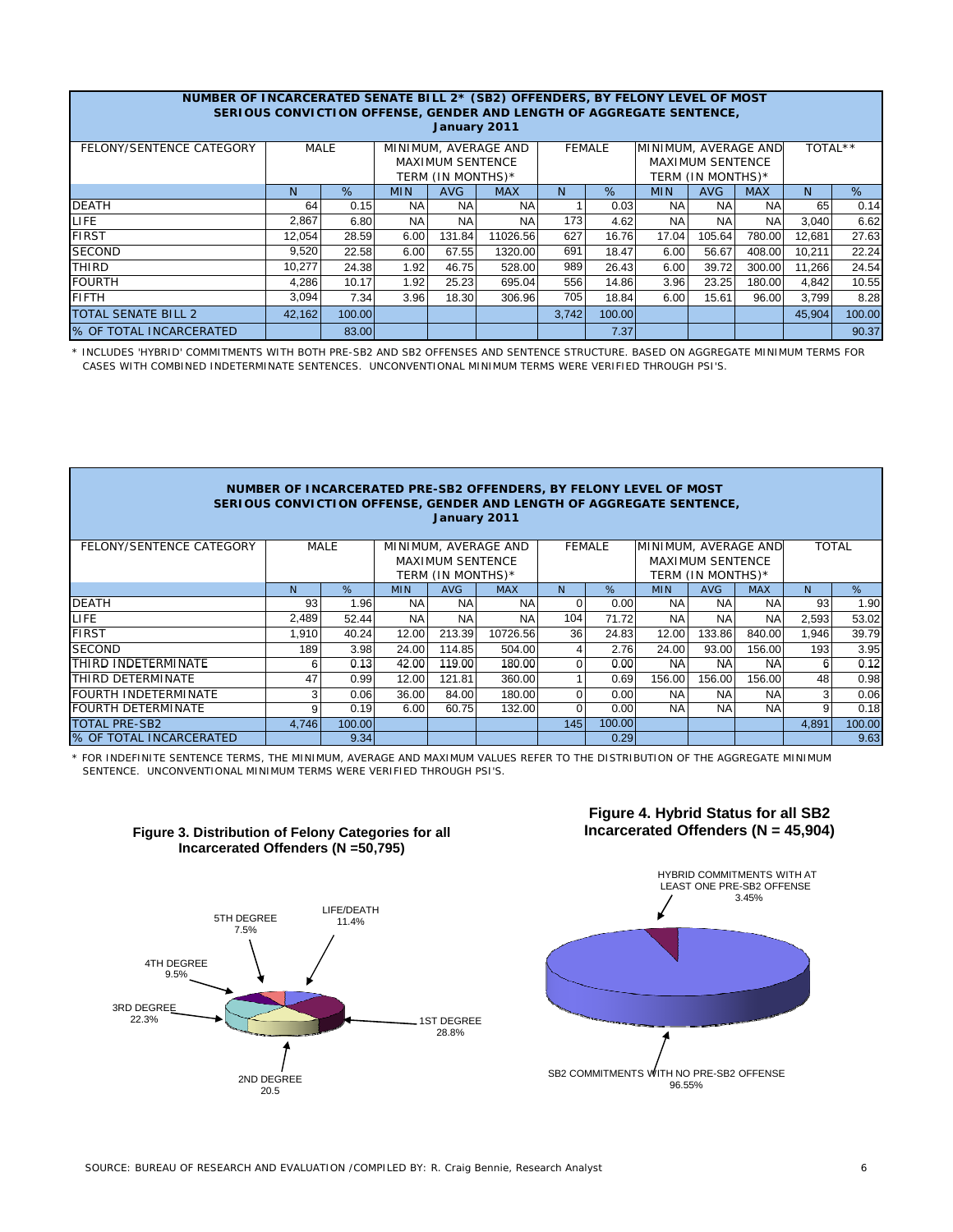## NUMBER OF INCARCERATED SENATE BILL 2* (SB2) OFFENDERS, BY FELONY LEVEL OF MOST SERIOUS CONVICTION OFFENSE, GENDER AND LENGTH OF AGGREGATE SENTENCE, January 2011

| FELONY/SENTENCE CATEGORY | MALE | | MINIMUM, AVERAGE AND MAXIMUM SENTENCE TERM (IN MONTHS)* | | | FEMALE | | MINIMUM, AVERAGE AND MAXIMUM SENTENCE TERM (IN MONTHS)* | | | TOTAL** | |
|---|---|---|---|---|---|---|---|---|---|---|---|---|
| | N | % | MIN | AVG | MAX | N | % | MIN | AVG | MAX | N | % |
| DEATH | 64 | 0.15 | NA | NA | NA | 1 | 0.03 | NA | NA | NA | 65 | 0.14 |
| LIFE | 2,867 | 6.80 | NA | NA | NA | 173 | 4.62 | NA | NA | NA | 3,040 | 6.62 |
| FIRST | 12,054 | 28.59 | 6.00 | 131.84 | 11026.56 | 627 | 16.76 | 17.04 | 105.64 | 780.00 | 12,681 | 27.63 |
| SECOND | 9,520 | 22.58 | 6.00 | 67.55 | 1320.00 | 691 | 18.47 | 6.00 | 56.67 | 408.00 | 10,211 | 22.24 |
| THIRD | 10,277 | 24.38 | 1.92 | 46.75 | 528.00 | 989 | 26.43 | 6.00 | 39.72 | 300.00 | 11,266 | 24.54 |
| FOURTH | 4,286 | 10.17 | 1.92 | 25.23 | 695.04 | 556 | 14.86 | 3.96 | 23.25 | 180.00 | 4,842 | 10.55 |
| FIFTH | 3,094 | 7.34 | 3.96 | 18.30 | 306.96 | 705 | 18.84 | 6.00 | 15.61 | 96.00 | 3,799 | 8.28 |
| TOTAL SENATE BILL 2 | 42,162 | 100.00 | | | | 3,742 | 100.00 | | | | 45,904 | 100.00 |
| % OF TOTAL INCARCERATED | | 83.00 | | | | | 7.37 | | | | | 90.37 |

* INCLUDES 'HYBRID' COMMITMENTS WITH BOTH PRE-SB2 AND SB2 OFFENSES AND SENTENCE STRUCTURE. BASED ON AGGREGATE MINIMUM TERMS FOR CASES WITH COMBINED INDETERMINATE SENTENCES. UNCONVENTIONAL MINIMUM TERMS WERE VERIFIED THROUGH PSI'S.

## NUMBER OF INCARCERATED PRE-SB2 OFFENDERS, BY FELONY LEVEL OF MOST SERIOUS CONVICTION OFFENSE, GENDER AND LENGTH OF AGGREGATE SENTENCE, January 2011

| FELONY/SENTENCE CATEGORY | MALE | | MINIMUM, AVERAGE AND MAXIMUM SENTENCE TERM (IN MONTHS)* | | | FEMALE | | MINIMUM, AVERAGE AND MAXIMUM SENTENCE TERM (IN MONTHS)* | | | TOTAL | |
|---|---|---|---|---|---|---|---|---|---|---|---|---|
| | N | % | MIN | AVG | MAX | N | % | MIN | AVG | MAX | N | % |
| DEATH | 93 | 1.96 | NA | NA | NA | 0 | 0.00 | NA | NA | NA | 93 | 1.90 |
| LIFE | 2,489 | 52.44 | NA | NA | NA | 104 | 71.72 | NA | NA | NA | 2,593 | 53.02 |
| FIRST | 1,910 | 40.24 | 12.00 | 213.39 | 10726.56 | 36 | 24.83 | 12.00 | 133.86 | 840.00 | 1,946 | 39.79 |
| SECOND | 189 | 3.98 | 24.00 | 114.85 | 504.00 | 4 | 2.76 | 24.00 | 93.00 | 156.00 | 193 | 3.95 |
| THIRD INDETERMINATE | 6 | 0.13 | 42.00 | 119.00 | 180.00 | 0 | 0.00 | NA | NA | NA | 6 | 0.12 |
| THIRD DETERMINATE | 47 | 0.99 | 12.00 | 121.81 | 360.00 | 1 | 0.69 | 156.00 | 156.00 | 156.00 | 48 | 0.98 |
| FOURTH INDETERMINATE | 3 | 0.06 | 36.00 | 84.00 | 180.00 | 0 | 0.00 | NA | NA | NA | 3 | 0.06 |
| FOURTH DETERMINATE | 9 | 0.19 | 6.00 | 60.75 | 132.00 | 0 | 0.00 | NA | NA | NA | 9 | 0.18 |
| TOTAL PRE-SB2 | 4,746 | 100.00 | | | | 145 | 100.00 | | | | 4,891 | 100.00 |
| % OF TOTAL INCARCERATED | | 9.34 | | | | | 0.29 | | | | | 9.63 |

* FOR INDEFINITE SENTENCE TERMS, THE MINIMUM, AVERAGE AND MAXIMUM VALUES REFER TO THE DISTRIBUTION OF THE AGGREGATE MINIMUM SENTENCE. UNCONVENTIONAL MINIMUM TERMS WERE VERIFIED THROUGH PSI'S.

**Figure 3. Distribution of Felony Categories for all Incarcerated Offenders (N =50,795)**

LIFE/DEATH 11.4%; 1ST DEGREE 28.8%; 2ND DEGREE 20.5; 3RD DEGREE 22.3%; 4TH DEGREE 9.5%; 5TH DEGREE 7.5%

**Figure 4. Hybrid Status for all SB2 Incarcerated Offenders (N = 45,904)**

HYBRID COMMITMENTS WITH AT LEAST ONE PRE-SB2 OFFENSE 3.45%; SB2 COMMITMENTS WITH NO PRE-SB2 OFFENSE 96.55%

SOURCE: BUREAU OF RESEARCH AND EVALUATION /COMPILED BY: R. Craig Bennie, Research Analyst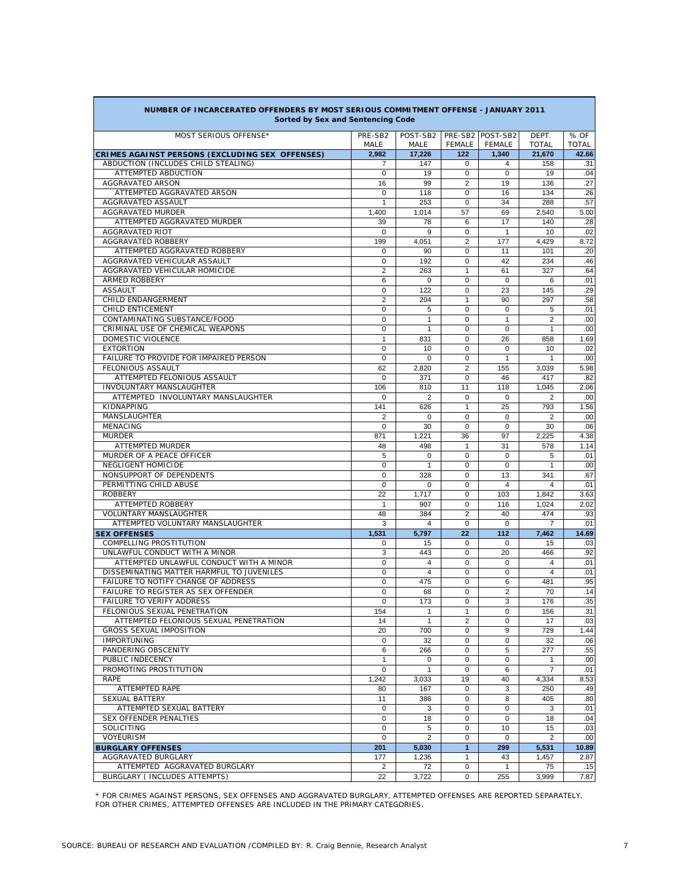## NUMBER OF INCARCERATED OFFENDERS BY MOST SERIOUS COMMITMENT OFFENSE - JANUARY 2011
### Sorted by Sex and Sentencing Code

| MOST SERIOUS OFFENSE* | PRE-SB2 MALE | POST-SB2 MALE | PRE-SB2 FEMALE | POST-SB2 FEMALE | DEPT. TOTAL | % OF TOTAL |
|---|---|---|---|---|---|---|
| **CRIMES AGAINST PERSONS (EXCLUDING SEX OFFENSES)** | **2,982** | **17,226** | **122** | **1,340** | **21,670** | **42.66** |
| ABDUCTION (INCLUDES CHILD STEALING) | 7 | 147 | 0 | 4 | 158 | .31 |
| ATTEMPTED ABDUCTION | 0 | 19 | 0 | 0 | 19 | .04 |
| AGGRAVATED ARSON | 16 | 99 | 2 | 19 | 136 | .27 |
| ATTEMPTED AGGRAVATED ARSON | 0 | 118 | 0 | 16 | 134 | .26 |
| AGGRAVATED ASSAULT | 1 | 253 | 0 | 34 | 288 | .57 |
| AGGRAVATED MURDER | 1,400 | 1,014 | 57 | 69 | 2,540 | 5.00 |
| ATTEMPTED AGGRAVATED MURDER | 39 | 78 | 6 | 17 | 140 | .28 |
| AGGRAVATED RIOT | 0 | 9 | 0 | 1 | 10 | .02 |
| AGGRAVATED ROBBERY | 199 | 4,051 | 2 | 177 | 4,429 | 8.72 |
| ATTEMPTED AGGRAVATED ROBBERY | 0 | 90 | 0 | 11 | 101 | .20 |
| AGGRAVATED VEHICULAR ASSAULT | 0 | 192 | 0 | 42 | 234 | .46 |
| AGGRAVATED VEHICULAR HOMICIDE | 2 | 263 | 1 | 61 | 327 | .64 |
| ARMED ROBBERY | 6 | 0 | 0 | 0 | 6 | .01 |
| ASSAULT | 0 | 122 | 0 | 23 | 145 | .29 |
| CHILD ENDANGERMENT | 2 | 204 | 1 | 90 | 297 | .58 |
| CHILD ENTICEMENT | 0 | 5 | 0 | 0 | 5 | .01 |
| CONTAMINATING SUBSTANCE/FOOD | 0 | 1 | 0 | 1 | 2 | .00 |
| CRIMINAL USE OF CHEMICAL WEAPONS | 0 | 1 | 0 | 0 | 1 | .00 |
| DOMESTIC VIOLENCE | 1 | 831 | 0 | 26 | 858 | 1.69 |
| EXTORTION | 0 | 10 | 0 | 0 | 10 | .02 |
| FAILURE TO PROVIDE FOR IMPAIRED PERSON | 0 | 0 | 0 | 1 | 1 | .00 |
| FELONIOUS ASSAULT | 62 | 2,820 | 2 | 155 | 3,039 | 5.98 |
| ATTEMPTED FELONIOUS ASSAULT | 0 | 371 | 0 | 46 | 417 | .82 |
| INVOLUNTARY MANSLAUGHTER | 106 | 810 | 11 | 118 | 1,045 | 2.06 |
| ATTEMPTED INVOLUNTARY MANSLAUGHTER | 0 | 2 | 0 | 0 | 2 | .00 |
| KIDNAPPING | 141 | 626 | 1 | 25 | 793 | 1.56 |
| MANSLAUGHTER | 2 | 0 | 0 | 0 | 2 | .00 |
| MENACING | 0 | 30 | 0 | 0 | 30 | .06 |
| MURDER | 871 | 1,221 | 36 | 97 | 2,225 | 4.38 |
| ATTEMPTED MURDER | 48 | 498 | 1 | 31 | 578 | 1.14 |
| MURDER OF A PEACE OFFICER | 5 | 0 | 0 | 0 | 5 | .01 |
| NEGLIGENT HOMICIDE | 0 | 1 | 0 | 0 | 1 | .00 |
| NONSUPPORT OF DEPENDENTS | 0 | 328 | 0 | 13 | 341 | .67 |
| PERMITTING CHILD ABUSE | 0 | 0 | 0 | 4 | 4 | .01 |
| ROBBERY | 22 | 1,717 | 0 | 103 | 1,842 | 3.63 |
| ATTEMPTED ROBBERY | 1 | 907 | 0 | 116 | 1,024 | 2.02 |
| VOLUNTARY MANSLAUGHTER | 48 | 384 | 2 | 40 | 474 | .93 |
| ATTEMPTED VOLUNTARY MANSLAUGHTER | 3 | 4 | 0 | 0 | 7 | .01 |
| **SEX OFFENSES** | **1,531** | **5,797** | **22** | **112** | **7,462** | **14.69** |
| COMPELLING PROSTITUTION | 0 | 15 | 0 | 0 | 15 | .03 |
| UNLAWFUL CONDUCT WITH A MINOR | 3 | 443 | 0 | 20 | 466 | .92 |
| ATTEMPTED UNLAWFUL CONDUCT WITH A MINOR | 0 | 4 | 0 | 0 | 4 | .01 |
| DISSEMINATING MATTER HARMFUL TO JUVENILES | 0 | 4 | 0 | 0 | 4 | .01 |
| FAILURE TO NOTIFY CHANGE OF ADDRESS | 0 | 475 | 0 | 6 | 481 | .95 |
| FAILURE TO REGISTER AS SEX OFFENDER | 0 | 68 | 0 | 2 | 70 | .14 |
| FAILURE TO VERIFY ADDRESS | 0 | 173 | 0 | 3 | 176 | .35 |
| FELONIOUS SEXUAL PENETRATION | 154 | 1 | 1 | 0 | 156 | .31 |
| ATTEMPTED FELONIOUS SEXUAL PENETRATION | 14 | 1 | 2 | 0 | 17 | .03 |
| GROSS SEXUAL IMPOSITION | 20 | 700 | 0 | 9 | 729 | 1.44 |
| IMPORTUNING | 0 | 32 | 0 | 0 | 32 | .06 |
| PANDERING OBSCENITY | 6 | 266 | 0 | 5 | 277 | .55 |
| PUBLIC INDECENCY | 1 | 0 | 0 | 0 | 1 | .00 |
| PROMOTING PROSTITUTION | 0 | 1 | 0 | 6 | 7 | .01 |
| RAPE | 1,242 | 3,033 | 19 | 40 | 4,334 | 8.53 |
| ATTEMPTED RAPE | 80 | 167 | 0 | 3 | 250 | .49 |
| SEXUAL BATTERY | 11 | 386 | 0 | 8 | 405 | .80 |
| ATTEMPTED SEXUAL BATTERY | 0 | 3 | 0 | 0 | 3 | .01 |
| SEX OFFENDER PENALTIES | 0 | 18 | 0 | 0 | 18 | .04 |
| SOLICITING | 0 | 5 | 0 | 10 | 15 | .03 |
| VOYEURISM | 0 | 2 | 0 | 0 | 2 | .00 |
| **BURGLARY OFFENSES** | **201** | **5,030** | **1** | **299** | **5,531** | **10.89** |
| AGGRAVATED BURGLARY | 177 | 1,236 | 1 | 43 | 1,457 | 2.87 |
| ATTEMPTED AGGRAVATED BURGLARY | 2 | 72 | 0 | 1 | 75 | .15 |
| BURGLARY ( INCLUDES ATTEMPTS) | 22 | 3,722 | 0 | 255 | 3,999 | 7.87 |

\* FOR CRIMES AGAINST PERSONS, SEX OFFENSES AND AGGRAVATED BURGLARY, ATTEMPTED OFFENSES ARE REPORTED SEPARATELY.
FOR OTHER CRIMES, ATTEMPTED OFFENSES ARE INCLUDED IN THE PRIMARY CATEGORIES.

SOURCE: BUREAU OF RESEARCH AND EVALUATION /COMPILED BY: R. Craig Bennie, Research Analyst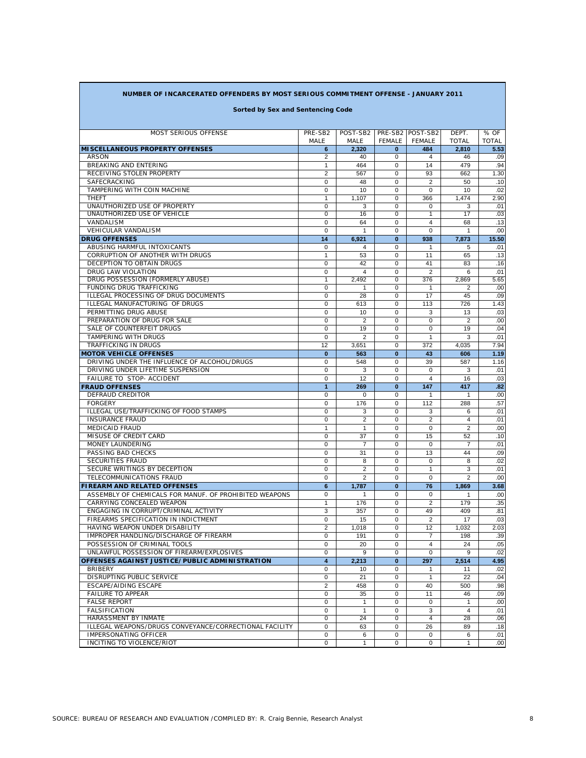**NUMBER OF INCARCERATED OFFENDERS BY MOST SERIOUS COMMITMENT OFFENSE - JANUARY 2011**

**Sorted by Sex and Sentencing Code**

| MOST SERIOUS OFFENSE | PRE-SB2 MALE | POST-SB2 MALE | PRE-SB2 FEMALE | POST-SB2 FEMALE | DEPT. TOTAL | % OF TOTAL |
|---|---|---|---|---|---|---|
| **MISCELLANEOUS PROPERTY OFFENSES** | **6** | **2,320** | **0** | **484** | **2,810** | **5.53** |
| ARSON | 2 | 40 | 0 | 4 | 46 | .09 |
| BREAKING AND ENTERING | 1 | 464 | 0 | 14 | 479 | .94 |
| RECEIVING STOLEN PROPERTY | 2 | 567 | 0 | 93 | 662 | 1.30 |
| SAFECRACKING | 0 | 48 | 0 | 2 | 50 | .10 |
| TAMPERING WITH COIN MACHINE | 0 | 10 | 0 | 0 | 10 | .02 |
| THEFT | 1 | 1,107 | 0 | 366 | 1,474 | 2.90 |
| UNAUTHORIZED USE OF PROPERTY | 0 | 3 | 0 | 0 | 3 | .01 |
| UNAUTHORIZED USE OF VEHICLE | 0 | 16 | 0 | 1 | 17 | .03 |
| VANDALISM | 0 | 64 | 0 | 4 | 68 | .13 |
| VEHICULAR VANDALISM | 0 | 1 | 0 | 0 | 1 | .00 |
| **DRUG OFFENSES** | **14** | **6,921** | **0** | **938** | **7,873** | **15.50** |
| ABUSING HARMFUL INTOXICANTS | 0 | 4 | 0 | 1 | 5 | .01 |
| CORRUPTION OF ANOTHER WITH DRUGS | 1 | 53 | 0 | 11 | 65 | .13 |
| DECEPTION TO OBTAIN DRUGS | 0 | 42 | 0 | 41 | 83 | .16 |
| DRUG LAW VIOLATION | 0 | 4 | 0 | 2 | 6 | .01 |
| DRUG POSSESSION (FORMERLY ABUSE) | 1 | 2,492 | 0 | 376 | 2,869 | 5.65 |
| FUNDING DRUG TRAFFICKING | 0 | 1 | 0 | 1 | 2 | .00 |
| ILLEGAL PROCESSING OF DRUG DOCUMENTS | 0 | 28 | 0 | 17 | 45 | .09 |
| ILLEGAL MANUFACTURING OF DRUGS | 0 | 613 | 0 | 113 | 726 | 1.43 |
| PERMITTING DRUG ABUSE | 0 | 10 | 0 | 3 | 13 | .03 |
| PREPARATION OF DRUG FOR SALE | 0 | 2 | 0 | 0 | 2 | .00 |
| SALE OF COUNTERFEIT DRUGS | 0 | 19 | 0 | 0 | 19 | .04 |
| TAMPERING WITH DRUGS | 0 | 2 | 0 | 1 | 3 | .01 |
| TRAFFICKING IN DRUGS | 12 | 3,651 | 0 | 372 | 4,035 | 7.94 |
| **MOTOR VEHICLE OFFENSES** | **0** | **563** | **0** | **43** | **606** | **1.19** |
| DRIVING UNDER THE INFLUENCE OF ALCOHOL/DRUGS | 0 | 548 | 0 | 39 | 587 | 1.16 |
| DRIVING UNDER LIFETIME SUSPENSION | 0 | 3 | 0 | 0 | 3 | .01 |
| FAILURE TO STOP- ACCIDENT | 0 | 12 | 0 | 4 | 16 | .03 |
| **FRAUD OFFENSES** | **1** | **269** | **0** | **147** | **417** | **.82** |
| DEFRAUD CREDITOR | 0 | 0 | 0 | 1 | 1 | .00 |
| FORGERY | 0 | 176 | 0 | 112 | 288 | .57 |
| ILLEGAL USE/TRAFFICKING OF FOOD STAMPS | 0 | 3 | 0 | 3 | 6 | .01 |
| INSURANCE FRAUD | 0 | 2 | 0 | 2 | 4 | .01 |
| MEDICAID FRAUD | 1 | 1 | 0 | 0 | 2 | .00 |
| MISUSE OF CREDIT CARD | 0 | 37 | 0 | 15 | 52 | .10 |
| MONEY LAUNDERING | 0 | 7 | 0 | 0 | 7 | .01 |
| PASSING BAD CHECKS | 0 | 31 | 0 | 13 | 44 | .09 |
| SECURITIES FRAUD | 0 | 8 | 0 | 0 | 8 | .02 |
| SECURE WRITINGS BY DECEPTION | 0 | 2 | 0 | 1 | 3 | .01 |
| TELECOMMUNICATIONS FRAUD | 0 | 2 | 0 | 0 | 2 | .00 |
| **FIREARM AND RELATED OFFENSES** | **6** | **1,787** | **0** | **76** | **1,869** | **3.68** |
| ASSEMBLY OF CHEMICALS FOR MANUF. OF PROHIBITED WEAPONS | 0 | 1 | 0 | 0 | 1 | .00 |
| CARRYING CONCEALED WEAPON | 1 | 176 | 0 | 2 | 179 | .35 |
| ENGAGING IN CORRUPT/CRIMINAL ACTIVITY | 3 | 357 | 0 | 49 | 409 | .81 |
| FIREARMS SPECIFICATION IN INDICTMENT | 0 | 15 | 0 | 2 | 17 | .03 |
| HAVING WEAPON UNDER DISABILITY | 2 | 1,018 | 0 | 12 | 1,032 | 2.03 |
| IMPROPER HANDLING/DISCHARGE OF FIREARM | 0 | 191 | 0 | 7 | 198 | .39 |
| POSSESSION OF CRIMINAL TOOLS | 0 | 20 | 0 | 4 | 24 | .05 |
| UNLAWFUL POSSESSION OF FIREARM/EXPLOSIVES | 0 | 9 | 0 | 0 | 9 | .02 |
| **OFFENSES AGAINST JUSTICE/PUBLIC ADMINISTRATION** | **4** | **2,213** | **0** | **297** | **2,514** | **4.95** |
| BRIBERY | 0 | 10 | 0 | 1 | 11 | .02 |
| DISRUPTING PUBLIC SERVICE | 0 | 21 | 0 | 1 | 22 | .04 |
| ESCAPE/AIDING ESCAPE | 2 | 458 | 0 | 40 | 500 | .98 |
| FAILURE TO APPEAR | 0 | 35 | 0 | 11 | 46 | .09 |
| FALSE REPORT | 0 | 1 | 0 | 0 | 1 | .00 |
| FALSIFICATION | 0 | 1 | 0 | 3 | 4 | .01 |
| HARASSMENT BY INMATE | 0 | 24 | 0 | 4 | 28 | .06 |
| ILLEGAL WEAPONS/DRUGS CONVEYANCE/CORRECTIONAL FACILITY | 0 | 63 | 0 | 26 | 89 | .18 |
| IMPERSONATING OFFICER | 0 | 6 | 0 | 0 | 6 | .01 |
| INCITING TO VIOLENCE/RIOT | 0 | 1 | 0 | 0 | 1 | .00 |

SOURCE: BUREAU OF RESEARCH AND EVALUATION /COMPILED BY: R. Craig Bennie, Research Analyst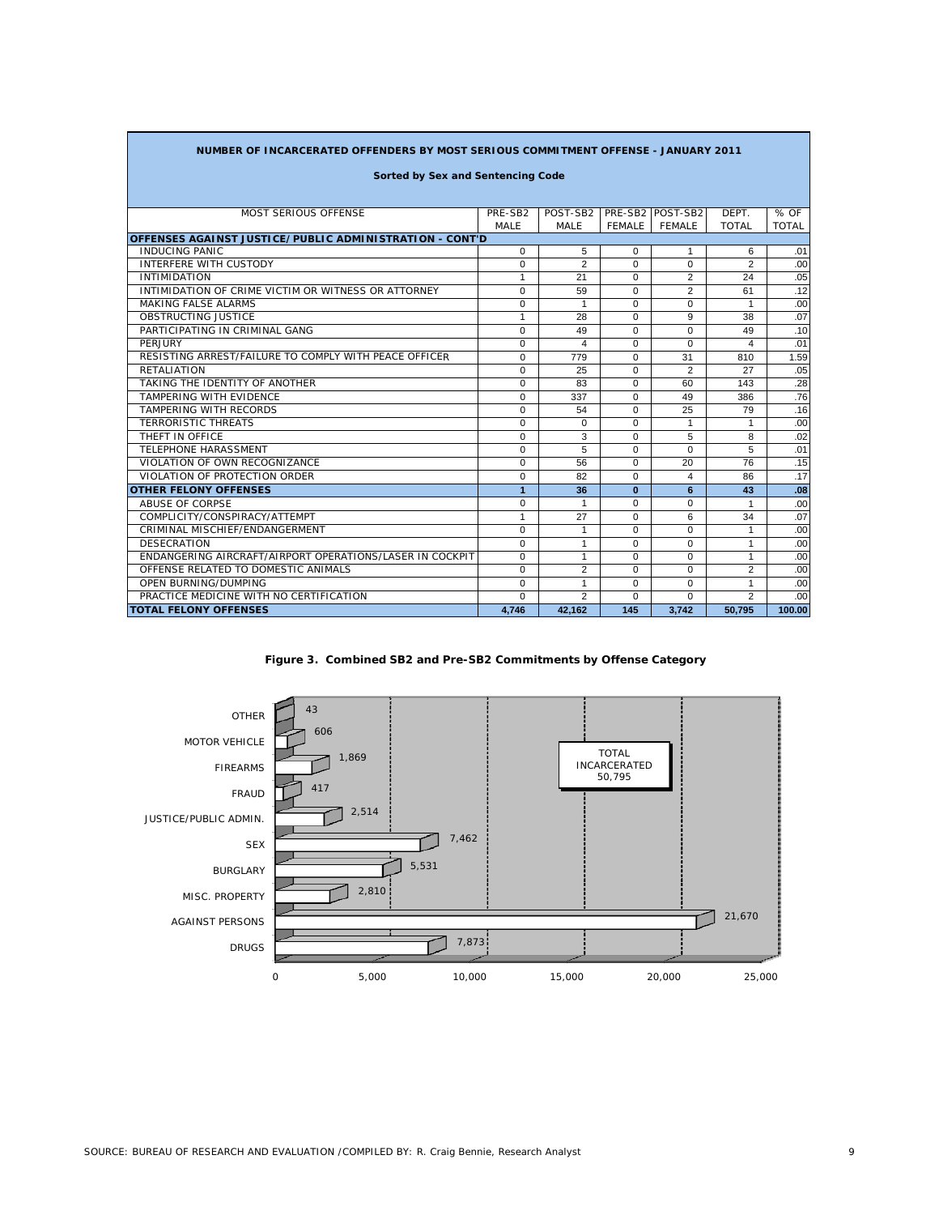## NUMBER OF INCARCERATED OFFENDERS BY MOST SERIOUS COMMITMENT OFFENSE - JANUARY 2011

### Sorted by Sex and Sentencing Code

| MOST SERIOUS OFFENSE | PRE-SB2 MALE | POST-SB2 MALE | PRE-SB2 FEMALE | POST-SB2 FEMALE | DEPT. TOTAL | % OF TOTAL |
|---|---|---|---|---|---|---|
| **OFFENSES AGAINST JUSTICE/PUBLIC ADMINISTRATION - CONT'D** | | | | | | |
| INDUCING PANIC | 0 | 5 | 0 | 1 | 6 | .01 |
| INTERFERE WITH CUSTODY | 0 | 2 | 0 | 0 | 2 | .00 |
| INTIMIDATION | 1 | 21 | 0 | 2 | 24 | .05 |
| INTIMIDATION OF CRIME VICTIM OR WITNESS OR ATTORNEY | 0 | 59 | 0 | 2 | 61 | .12 |
| MAKING FALSE ALARMS | 0 | 1 | 0 | 0 | 1 | .00 |
| OBSTRUCTING JUSTICE | 1 | 28 | 0 | 9 | 38 | .07 |
| PARTICIPATING IN CRIMINAL GANG | 0 | 49 | 0 | 0 | 49 | .10 |
| PERJURY | 0 | 4 | 0 | 0 | 4 | .01 |
| RESISTING ARREST/FAILURE TO COMPLY WITH PEACE OFFICER | 0 | 779 | 0 | 31 | 810 | 1.59 |
| RETALIATION | 0 | 25 | 0 | 2 | 27 | .05 |
| TAKING THE IDENTITY OF ANOTHER | 0 | 83 | 0 | 60 | 143 | .28 |
| TAMPERING WITH EVIDENCE | 0 | 337 | 0 | 49 | 386 | .76 |
| TAMPERING WITH RECORDS | 0 | 54 | 0 | 25 | 79 | .16 |
| TERRORISTIC THREATS | 0 | 0 | 0 | 1 | 1 | .00 |
| THEFT IN OFFICE | 0 | 3 | 0 | 5 | 8 | .02 |
| TELEPHONE HARASSMENT | 0 | 5 | 0 | 0 | 5 | .01 |
| VIOLATION OF OWN RECOGNIZANCE | 0 | 56 | 0 | 20 | 76 | .15 |
| VIOLATION OF PROTECTION ORDER | 0 | 82 | 0 | 4 | 86 | .17 |
| **OTHER FELONY OFFENSES** | **1** | **36** | **0** | **6** | **43** | **.08** |
| ABUSE OF CORPSE | 0 | 1 | 0 | 0 | 1 | .00 |
| COMPLICITY/CONSPIRACY/ATTEMPT | 1 | 27 | 0 | 6 | 34 | .07 |
| CRIMINAL MISCHIEF/ENDANGERMENT | 0 | 1 | 0 | 0 | 1 | .00 |
| DESECRATION | 0 | 1 | 0 | 0 | 1 | .00 |
| ENDANGERING AIRCRAFT/AIRPORT OPERATIONS/LASER IN COCKPIT | 0 | 1 | 0 | 0 | 1 | .00 |
| OFFENSE RELATED TO DOMESTIC ANIMALS | 0 | 2 | 0 | 0 | 2 | .00 |
| OPEN BURNING/DUMPING | 0 | 1 | 0 | 0 | 1 | .00 |
| PRACTICE MEDICINE WITH NO CERTIFICATION | 0 | 2 | 0 | 0 | 2 | .00 |
| **TOTAL FELONY OFFENSES** | **4,746** | **42,162** | **145** | **3,742** | **50,795** | **100.00** |

**Figure 3. Combined SB2 and Pre-SB2 Commitments by Offense Category**

OTHER 43
MOTOR VEHICLE 606
FIREARMS 1,869
FRAUD 417
JUSTICE/PUBLIC ADMIN. 2,514
SEX 7,462
BURGLARY 5,531
MISC. PROPERTY 2,810
AGAINST PERSONS 21,670
DRUGS 7,873

TOTAL INCARCERATED 50,795

0 5,000 10,000 15,000 20,000 25,000

SOURCE: BUREAU OF RESEARCH AND EVALUATION /COMPILED BY: R. Craig Bennie, Research Analyst